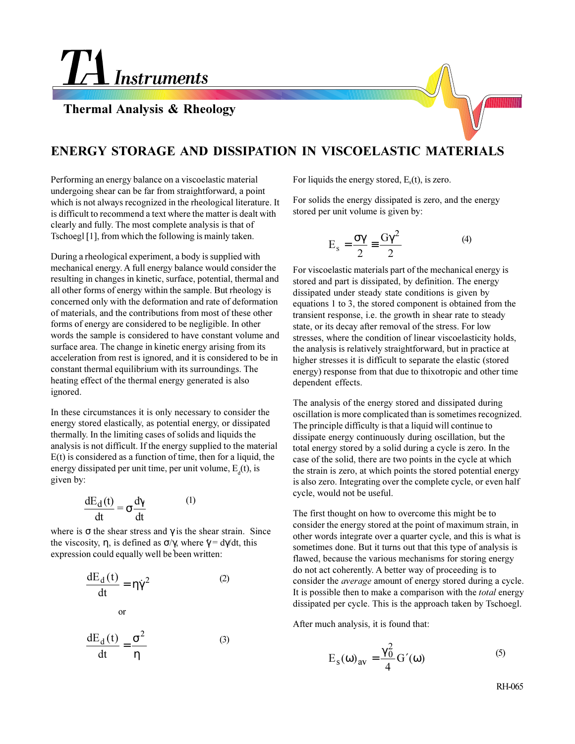# ENERGY STORAGE AND DISSIPATION IN VISCOELASTIC MATERIALS

Performing an energy balance on a viscoelastic material undergoing shear can be far from straightforward, a point which is not always recognized in the rheological literature. It is difficult to recommend a text where the matter is dealt with clearly and fully. The most complete analysis is that of Tschoegl [1], from which the following is mainly taken.

During a rheological experiment, a body is supplied with mechanical energy. A full energy balance would consider the resulting in changes in kinetic, surface, potential, thermal and all other forms of energy within the sample. But rheology is concerned only with the deformation and rate of deformation of materials, and the contributions from most of these other forms of energy are considered to be negligible. In other words the sample is considered to have constant volume and surface area. The change in kinetic energy arising from its acceleration from rest is ignored, and it is considered to be in constant thermal equilibrium with its surroundings. The heating effect of the thermal energy generated is also ignored.

In these circumstances it is only necessary to consider the energy stored elastically, as potential energy, or dissipated thermally. In the limiting cases of solids and liquids the analysis is not difficult. If the energy supplied to the material E(t) is considered as a function of time, then for a liquid, the energy dissipated per unit time, per unit volume, $E_d(t)$, is given by:

$$\frac{dE_d(t)}{dt} = \sigma \frac{d\gamma}{dt} \qquad (1)$$

where is $\sigma$ the shear stress and $\gamma$ is the shear strain. Since the viscosity, $\eta$, is defined as $\sigma/\dot{\gamma}$, where $\dot{\gamma} = d\gamma/dt$, this expression could equally well be been written:

$$\frac{dE_d(t)}{dt} = \eta\dot{\gamma}^2 \qquad (2)$$

or

$$\frac{dE_d(t)}{dt} = \frac{\sigma^2}{\eta} \qquad (3)$$

For liquids the energy stored, $E_s(t)$, is zero.

For solids the energy dissipated is zero, and the energy stored per unit volume is given by:

$$E_s = \frac{\sigma\gamma}{2} \equiv \frac{G\gamma^2}{2} \qquad (4)$$

For viscoelastic materials part of the mechanical energy is stored and part is dissipated, by definition. The energy dissipated under steady state conditions is given by equations 1 to 3, the stored component is obtained from the transient response, i.e. the growth in shear rate to steady state, or its decay after removal of the stress. For low stresses, where the condition of linear viscoelasticity holds, the analysis is relatively straightforward, but in practice at higher stresses it is difficult to separate the elastic (stored energy) response from that due to thixotropic and other time dependent effects.

The analysis of the energy stored and dissipated during oscillation is more complicated than is sometimes recognized. The principle difficulty is that a liquid will continue to dissipate energy continuously during oscillation, but the total energy stored by a solid during a cycle is zero. In the case of the solid, there are two points in the cycle at which the strain is zero, at which points the stored potential energy is also zero. Integrating over the complete cycle, or even half cycle, would not be useful.

The first thought on how to overcome this might be to consider the energy stored at the point of maximum strain, in other words integrate over a quarter cycle, and this is what is sometimes done. But it turns out that this type of analysis is flawed, because the various mechanisms for storing energy do not act coherently. A better way of proceeding is to consider the *average* amount of energy stored during a cycle. It is possible then to make a comparison with the *total* energy dissipated per cycle. This is the approach taken by Tschoegl.

After much analysis, it is found that:

$$E_s(\omega)_{av} = \frac{\gamma_0^2}{4} G'(\omega) \qquad (5)$$

RH-065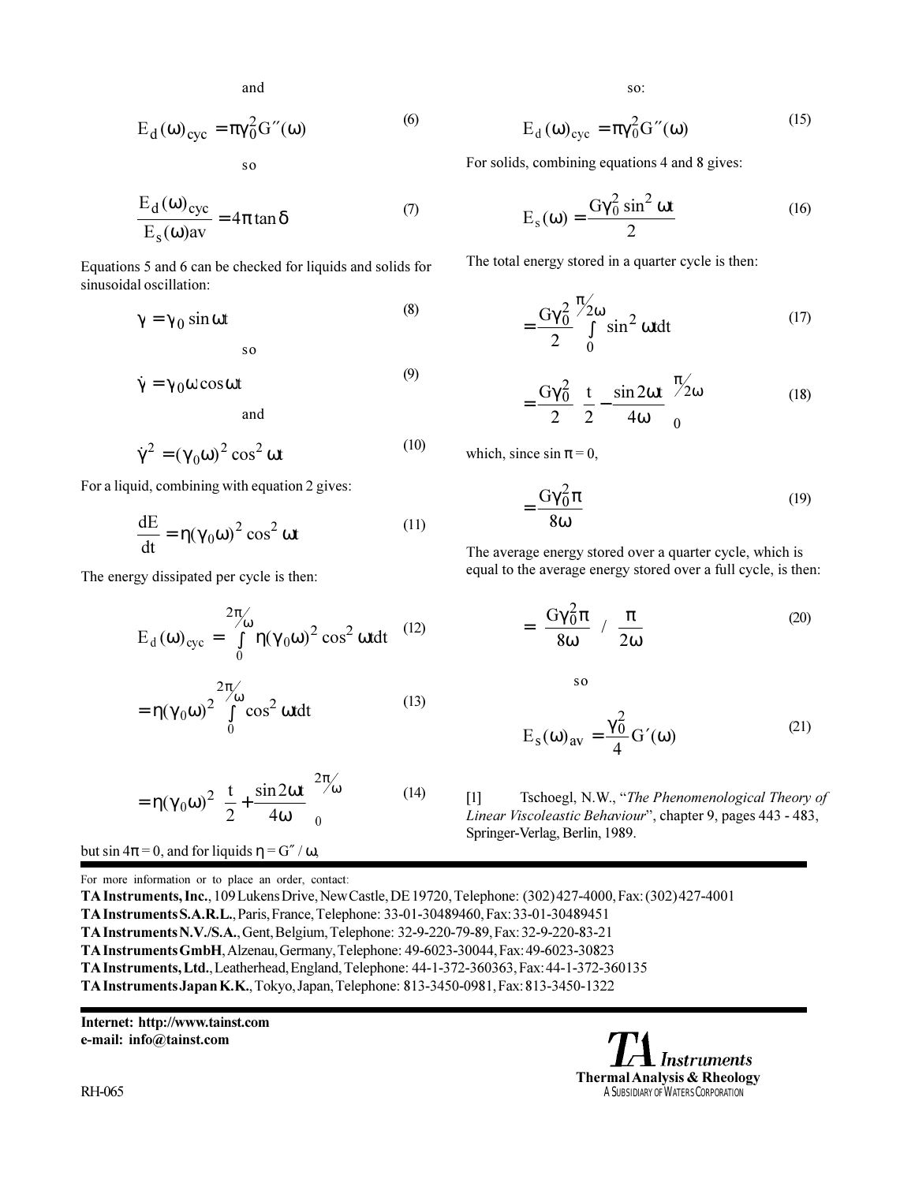and

$$E_d(\omega)_{cyc} = \pi\gamma_0^2 G''(\omega) \tag{6}$$

so

$$\frac{E_d(\omega)_{cyc}}{E_s(\omega)av} = 4\pi \tan\delta \tag{7}$$

Equations 5 and 6 can be checked for liquids and solids for sinusoidal oscillation:

$$\gamma = \gamma_0 \sin \omega t \tag{8}$$

so

$$\dot{\gamma} = \gamma_0 \omega \cos \omega t \tag{9}$$

and

$$\dot{\gamma}^2 = (\gamma_0 \omega)^2 \cos^2 \omega t \tag{10}$$

For a liquid, combining with equation 2 gives:

$$\frac{dE}{dt} = \eta(\gamma_0 \omega)^2 \cos^2 \omega t \tag{11}$$

The energy dissipated per cycle is then:

$$E_d(\omega)_{cyc} = \int_0^{2\pi/\omega} \eta(\gamma_0\omega)^2 \cos^2 \omega t dt \tag{12}$$

$$= \eta(\gamma_0\omega)^2 \int_0^{2\pi/\omega} \cos^2 \omega t dt \tag{13}$$

$$= \eta(\gamma_0\omega)^2 \left[ \frac{t}{2} + \frac{\sin 2\omega t}{4\omega} \right]_0^{2\pi/\omega} \tag{14}$$

but $\sin 4\pi = 0$, and for liquids $\eta = G'' / \omega$,

so:

$$E_d(\omega)_{cyc} = \pi\gamma_0^2 G''(\omega) \tag{15}$$

For solids, combining equations 4 and 8 gives:

$$E_s(\omega) = \frac{G\gamma_0^2 \sin^2 \omega t}{2} \tag{16}$$

The total energy stored in a quarter cycle is then:

$$= \frac{G\gamma_0^2}{2} \int_0^{\pi/2\omega} \sin^2 \omega t dt \tag{17}$$

$$= \frac{G\gamma_0^2}{2} \left[ \frac{t}{2} - \frac{\sin 2\omega t}{4\omega} \right]_0^{\pi/2\omega} \tag{18}$$

which, since $\sin \pi = 0$,

$$= \frac{G\gamma_0^2 \pi}{8\omega} \tag{19}$$

The average energy stored over a quarter cycle, which is equal to the average energy stored over a full cycle, is then:

$$= \left( \frac{G\gamma_0^2 \pi}{8\omega} \right) / \left( \frac{\pi}{2\omega} \right) \tag{20}$$

so

$$E_s(\omega)_{av} = \frac{\gamma_0^2}{4} G'(\omega) \tag{21}$$

[1] Tschoegl, N.W., "*The Phenomenological Theory of Linear Viscoelastic Behaviour*", chapter 9, pages 443 - 483, Springer-Verlag, Berlin, 1989.

For more information or to place an order, contact:

**TA Instruments, Inc.**, 109 Lukens Drive, New Castle, DE 19720, Telephone: (302) 427-4000, Fax: (302) 427-4001
**TA Instruments S.A.R.L.**, Paris, France, Telephone: 33-01-30489460, Fax: 33-01-30489451
**TA Instruments N.V./S.A.**, Gent, Belgium, Telephone: 32-9-220-79-89, Fax: 32-9-220-83-21
**TA Instruments GmbH**, Alzenau, Germany, Telephone: 49-6023-30044, Fax: 49-6023-30823
**TA Instruments, Ltd.**, Leatherhead, England, Telephone: 44-1-372-360363, Fax: 44-1-372-360135
**TA Instruments Japan K.K.**, Tokyo, Japan, Telephone: 813-3450-0981, Fax: 813-3450-1322

**Internet: http://www.tainst.com**
**e-mail: info@tainst.com**

RH-065

**TA Instruments**
**Thermal Analysis & Rheology**
A SUBSIDIARY OF WATERS CORPORATION